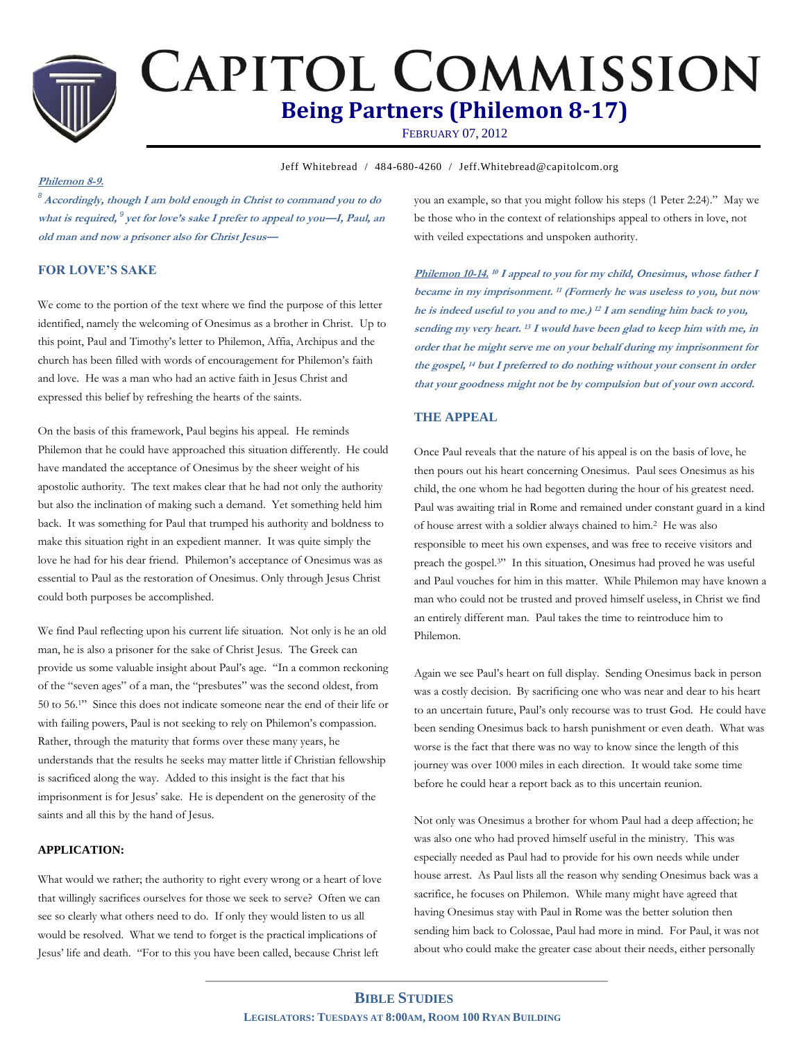# CAPITOL COMMISSION

## Being Partners (Philemon 8-17)

FEBRUARY 07, 2012

Jeff Whitebread / 484-680-4260 / Jeff.Whitebread@capitolcom.org

***Philemon 8-9.***

***[8] Accordingly, though I am bold enough in Christ to command you to do what is required, [9] yet for love's sake I prefer to appeal to you—I, Paul, an old man and now a prisoner also for Christ Jesus—***

### FOR LOVE'S SAKE

We come to the portion of the text where we find the purpose of this letter identified, namely the welcoming of Onesimus as a brother in Christ. Up to this point, Paul and Timothy's letter to Philemon, Affia, Archipus and the church has been filled with words of encouragement for Philemon's faith and love. He was a man who had an active faith in Jesus Christ and expressed this belief by refreshing the hearts of the saints.

On the basis of this framework, Paul begins his appeal. He reminds Philemon that he could have approached this situation differently. He could have mandated the acceptance of Onesimus by the sheer weight of his apostolic authority. The text makes clear that he had not only the authority but also the inclination of making such a demand. Yet something held him back. It was something for Paul that trumped his authority and boldness to make this situation right in an expedient manner. It was quite simply the love he had for his dear friend. Philemon's acceptance of Onesimus was as essential to Paul as the restoration of Onesimus. Only through Jesus Christ could both purposes be accomplished.

We find Paul reflecting upon his current life situation. Not only is he an old man, he is also a prisoner for the sake of Christ Jesus. The Greek can provide us some valuable insight about Paul's age. "In a common reckoning of the "seven ages" of a man, the "presbutes" was the second oldest, from 50 to 56.[1]" Since this does not indicate someone near the end of their life or with failing powers, Paul is not seeking to rely on Philemon's compassion. Rather, through the maturity that forms over these many years, he understands that the results he seeks may matter little if Christian fellowship is sacrificed along the way. Added to this insight is the fact that his imprisonment is for Jesus' sake. He is dependent on the generosity of the saints and all this by the hand of Jesus.

#### APPLICATION:

What would we rather; the authority to right every wrong or a heart of love that willingly sacrifices ourselves for those we seek to serve? Often we can see so clearly what others need to do. If only they would listen to us all would be resolved. What we tend to forget is the practical implications of Jesus' life and death. "For to this you have been called, because Christ left you an example, so that you might follow his steps (1 Peter 2:24)." May we be those who in the context of relationships appeal to others in love, not with veiled expectations and unspoken authority.

***Philemon 10-14. [10] I appeal to you for my child, Onesimus, whose father I became in my imprisonment. [11] (Formerly he was useless to you, but now he is indeed useful to you and to me.) [12] I am sending him back to you, sending my very heart. [13] I would have been glad to keep him with me, in order that he might serve me on your behalf during my imprisonment for the gospel, [14] but I preferred to do nothing without your consent in order that your goodness might not be by compulsion but of your own accord.***

### THE APPEAL

Once Paul reveals that the nature of his appeal is on the basis of love, he then pours out his heart concerning Onesimus. Paul sees Onesimus as his child, the one whom he had begotten during the hour of his greatest need. Paul was awaiting trial in Rome and remained under constant guard in a kind of house arrest with a soldier always chained to him.[2] He was also responsible to meet his own expenses, and was free to receive visitors and preach the gospel.[3]" In this situation, Onesimus had proved he was useful and Paul vouches for him in this matter. While Philemon may have known a man who could not be trusted and proved himself useless, in Christ we find an entirely different man. Paul takes the time to reintroduce him to Philemon.

Again we see Paul's heart on full display. Sending Onesimus back in person was a costly decision. By sacrificing one who was near and dear to his heart to an uncertain future, Paul's only recourse was to trust God. He could have been sending Onesimus back to harsh punishment or even death. What was worse is the fact that there was no way to know since the length of this journey was over 1000 miles in each direction. It would take some time before he could hear a report back as to this uncertain reunion.

Not only was Onesimus a brother for whom Paul had a deep affection; he was also one who had proved himself useful in the ministry. This was especially needed as Paul had to provide for his own needs while under house arrest. As Paul lists all the reason why sending Onesimus back was a sacrifice, he focuses on Philemon. While many might have agreed that having Onesimus stay with Paul in Rome was the better solution then sending him back to Colossae, Paul had more in mind. For Paul, it was not about who could make the greater case about their needs, either personally

**BIBLE STUDIES**

**LEGISLATORS: TUESDAYS AT 8:00AM, ROOM 100 RYAN BUILDING**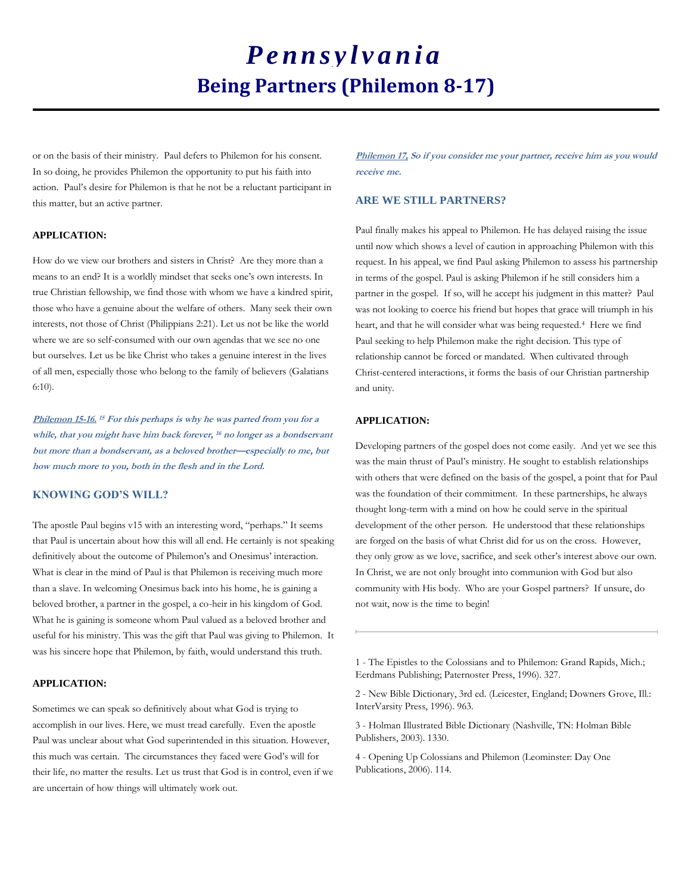# *Pennsylvania*
# Being Partners (Philemon 8-17)

or on the basis of their ministry. Paul defers to Philemon for his consent. In so doing, he provides Philemon the opportunity to put his faith into action. Paul's desire for Philemon is that he not be a reluctant participant in this matter, but an active partner.

**APPLICATION:**

How do we view our brothers and sisters in Christ? Are they more than a means to an end? It is a worldly mindset that seeks one's own interests. In true Christian fellowship, we find those with whom we have a kindred spirit, those who have a genuine about the welfare of others. Many seek their own interests, not those of Christ (Philippians 2:21). Let us not be like the world where we are so self-consumed with our own agendas that we see no one but ourselves. Let us be like Christ who takes a genuine interest in the lives of all men, especially those who belong to the family of believers (Galatians 6:10).

***Philemon 15-16.* [15] For this perhaps is why he was parted from you for a while, that you might have him back forever, [16] no longer as a bondservant but more than a bondservant, as a beloved brother—especially to me, but how much more to you, both in the flesh and in the Lord.**

### KNOWING GOD'S WILL?

The apostle Paul begins v15 with an interesting word, "perhaps." It seems that Paul is uncertain about how this will all end. He certainly is not speaking definitively about the outcome of Philemon's and Onesimus' interaction. What is clear in the mind of Paul is that Philemon is receiving much more than a slave. In welcoming Onesimus back into his home, he is gaining a beloved brother, a partner in the gospel, a co-heir in his kingdom of God. What he is gaining is someone whom Paul valued as a beloved brother and useful for his ministry. This was the gift that Paul was giving to Philemon. It was his sincere hope that Philemon, by faith, would understand this truth.

**APPLICATION:**

Sometimes we can speak so definitively about what God is trying to accomplish in our lives. Here, we must tread carefully. Even the apostle Paul was unclear about what God superintended in this situation. However, this much was certain. The circumstances they faced were God's will for their life, no matter the results. Let us trust that God is in control, even if we are uncertain of how things will ultimately work out.

***Philemon 17,* So if you consider me your partner, receive him as you would receive me.**

### ARE WE STILL PARTNERS?

Paul finally makes his appeal to Philemon. He has delayed raising the issue until now which shows a level of caution in approaching Philemon with this request. In his appeal, we find Paul asking Philemon to assess his partnership in terms of the gospel. Paul is asking Philemon if he still considers him a partner in the gospel. If so, will he accept his judgment in this matter? Paul was not looking to coerce his friend but hopes that grace will triumph in his heart, and that he will consider what was being requested.[4] Here we find Paul seeking to help Philemon make the right decision. This type of relationship cannot be forced or mandated. When cultivated through Christ-centered interactions, it forms the basis of our Christian partnership and unity.

**APPLICATION:**

Developing partners of the gospel does not come easily. And yet we see this was the main thrust of Paul's ministry. He sought to establish relationships with others that were defined on the basis of the gospel, a point that for Paul was the foundation of their commitment. In these partnerships, he always thought long-term with a mind on how he could serve in the spiritual development of the other person. He understood that these relationships are forged on the basis of what Christ did for us on the cross. However, they only grow as we love, sacrifice, and seek other's interest above our own. In Christ, we are not only brought into communion with God but also community with His body. Who are your Gospel partners? If unsure, do not wait, now is the time to begin!

---

1 - The Epistles to the Colossians and to Philemon: Grand Rapids, Mich.; Eerdmans Publishing; Paternoster Press, 1996). 327.

2 - New Bible Dictionary, 3rd ed. (Leicester, England; Downers Grove, Ill.: InterVarsity Press, 1996). 963.

3 - Holman Illustrated Bible Dictionary (Nashville, TN: Holman Bible Publishers, 2003). 1330.

4 - Opening Up Colossians and Philemon (Leominster: Day One Publications, 2006). 114.